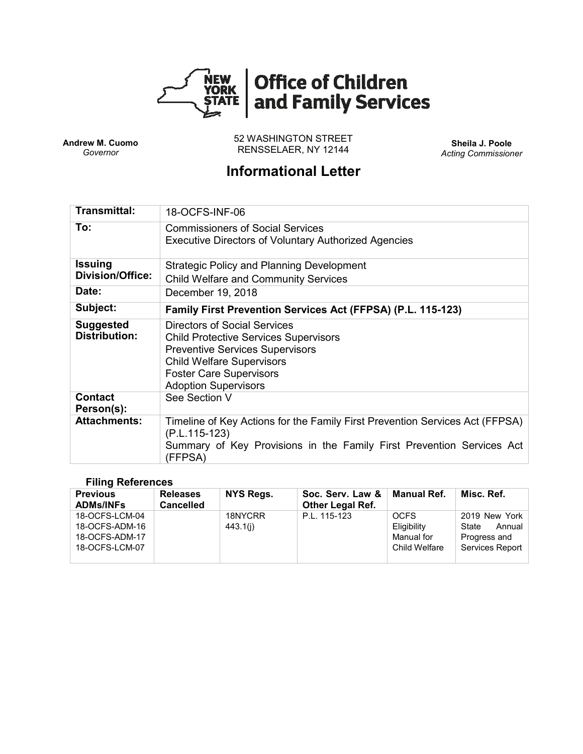**Office of Children and Family Services**

**Andrew M. Cuomo**
*Governor*

52 WASHINGTON STREET
RENSSELAER, NY 12144

**Sheila J. Poole**
*Acting Commissioner*

# Informational Letter

| | |
|---|---|
| **Transmittal:** | 18-OCFS-INF-06 |
| **To:** | Commissioners of Social Services<br>Executive Directors of Voluntary Authorized Agencies |
| **Issuing Division/Office:** | Strategic Policy and Planning Development<br>Child Welfare and Community Services |
| **Date:** | December 19, 2018 |
| **Subject:** | **Family First Prevention Services Act (FFPSA) (P.L. 115-123)** |
| **Suggested Distribution:** | Directors of Social Services<br>Child Protective Services Supervisors<br>Preventive Services Supervisors<br>Child Welfare Supervisors<br>Foster Care Supervisors<br>Adoption Supervisors |
| **Contact Person(s):** | See Section V |
| **Attachments:** | Timeline of Key Actions for the Family First Prevention Services Act (FFPSA) (P.L.115-123)<br>Summary of Key Provisions in the Family First Prevention Services Act (FFPSA) |

### Filing References

| Previous ADMs/INFs | Releases Cancelled | NYS Regs. | Soc. Serv. Law & Other Legal Ref. | Manual Ref. | Misc. Ref. |
|---|---|---|---|---|---|
| 18-OCFS-LCM-04<br>18-OCFS-ADM-16<br>18-OCFS-ADM-17<br>18-OCFS-LCM-07 | | 18NYCRR 443.1(j) | P.L. 115-123 | OCFS Eligibility Manual for Child Welfare | 2019 New York State Annual Progress and Services Report |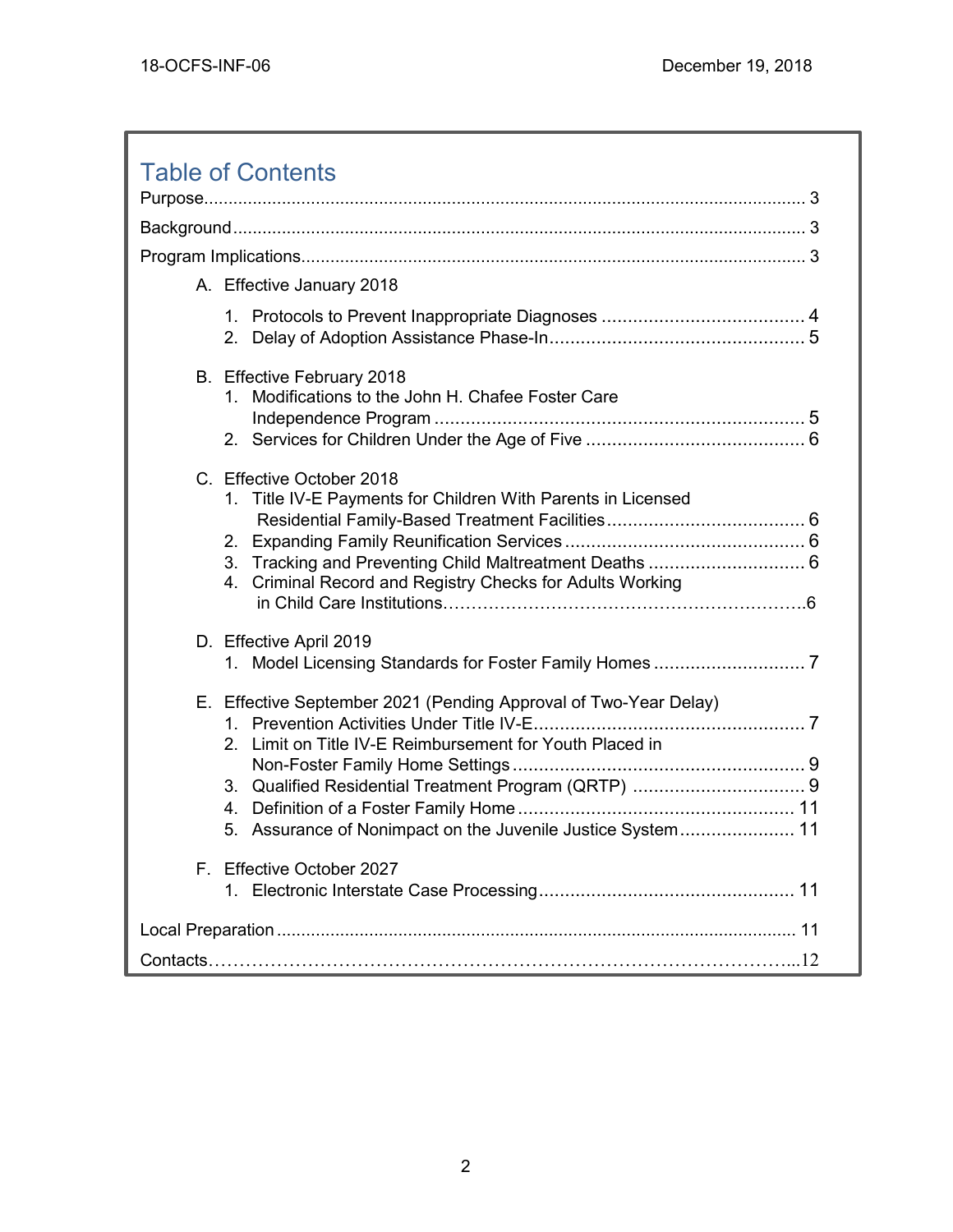# Table of Contents

Purpose ... 3

Background ... 3

Program Implications ... 3

A. Effective January 2018

1. Protocols to Prevent Inappropriate Diagnoses ... 4
2. Delay of Adoption Assistance Phase-In ... 5

B. Effective February 2018

1. Modifications to the John H. Chafee Foster Care Independence Program ... 5
2. Services for Children Under the Age of Five ... 6

C. Effective October 2018

1. Title IV-E Payments for Children With Parents in Licensed Residential Family-Based Treatment Facilities ... 6
2. Expanding Family Reunification Services ... 6
3. Tracking and Preventing Child Maltreatment Deaths ... 6
4. Criminal Record and Registry Checks for Adults Working in Child Care Institutions ... 6

D. Effective April 2019

1. Model Licensing Standards for Foster Family Homes ... 7

E. Effective September 2021 (Pending Approval of Two-Year Delay)

1. Prevention Activities Under Title IV-E ... 7
2. Limit on Title IV-E Reimbursement for Youth Placed in Non-Foster Family Home Settings ... 9
3. Qualified Residential Treatment Program (QRTP) ... 9
4. Definition of a Foster Family Home ... 11
5. Assurance of Nonimpact on the Juvenile Justice System ... 11

F. Effective October 2027

1. Electronic Interstate Case Processing ... 11

Local Preparation ... 11

Contacts ... 12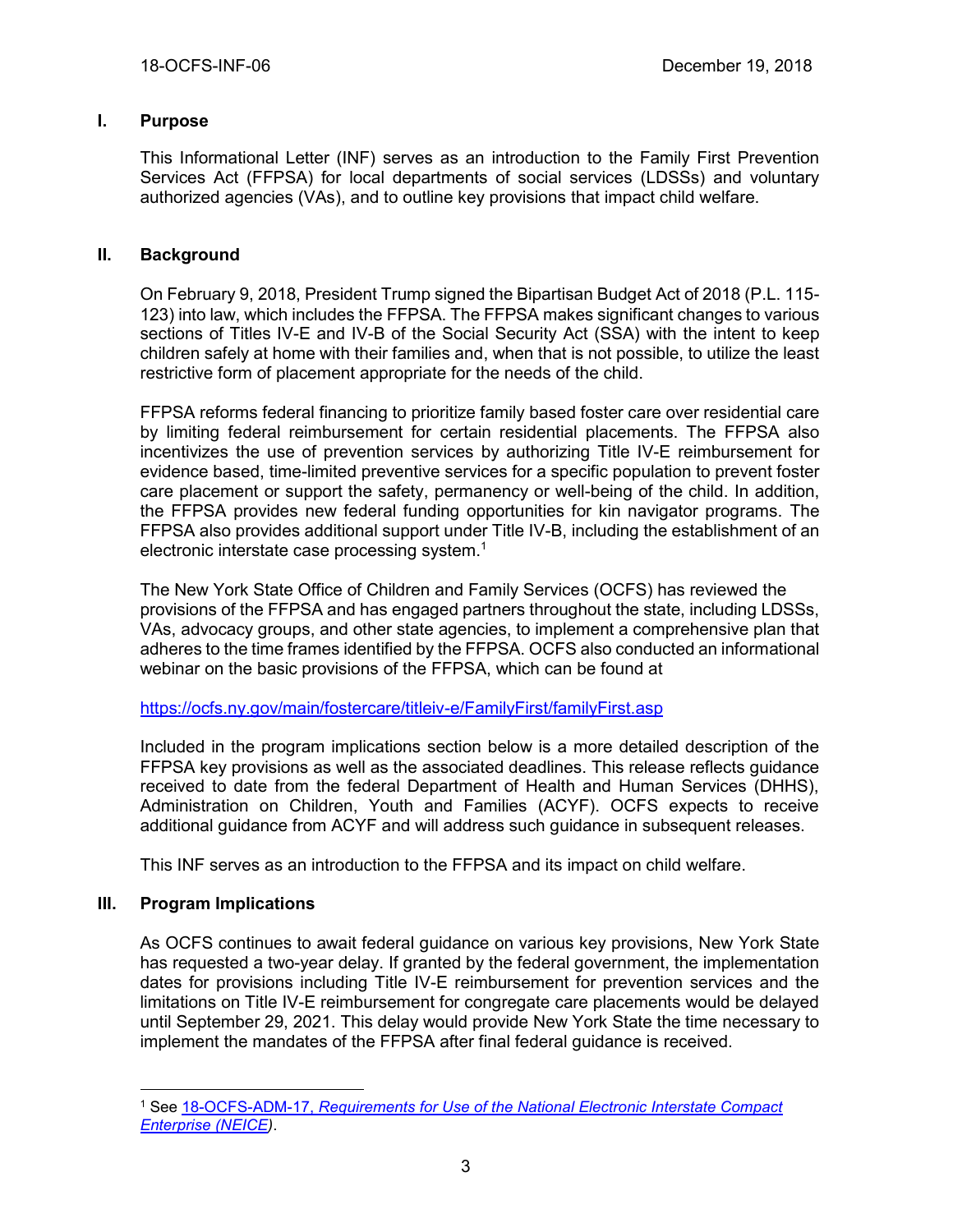## I. Purpose

This Informational Letter (INF) serves as an introduction to the Family First Prevention Services Act (FFPSA) for local departments of social services (LDSSs) and voluntary authorized agencies (VAs), and to outline key provisions that impact child welfare.

## II. Background

On February 9, 2018, President Trump signed the Bipartisan Budget Act of 2018 (P.L. 115-123) into law, which includes the FFPSA. The FFPSA makes significant changes to various sections of Titles IV-E and IV-B of the Social Security Act (SSA) with the intent to keep children safely at home with their families and, when that is not possible, to utilize the least restrictive form of placement appropriate for the needs of the child.

FFPSA reforms federal financing to prioritize family based foster care over residential care by limiting federal reimbursement for certain residential placements. The FFPSA also incentivizes the use of prevention services by authorizing Title IV-E reimbursement for evidence based, time-limited preventive services for a specific population to prevent foster care placement or support the safety, permanency or well-being of the child. In addition, the FFPSA provides new federal funding opportunities for kin navigator programs. The FFPSA also provides additional support under Title IV-B, including the establishment of an electronic interstate case processing system.[1]

The New York State Office of Children and Family Services (OCFS) has reviewed the provisions of the FFPSA and has engaged partners throughout the state, including LDSSs, VAs, advocacy groups, and other state agencies, to implement a comprehensive plan that adheres to the time frames identified by the FFPSA. OCFS also conducted an informational webinar on the basic provisions of the FFPSA, which can be found at

https://ocfs.ny.gov/main/fostercare/titleiv-e/FamilyFirst/familyFirst.asp

Included in the program implications section below is a more detailed description of the FFPSA key provisions as well as the associated deadlines. This release reflects guidance received to date from the federal Department of Health and Human Services (DHHS), Administration on Children, Youth and Families (ACYF). OCFS expects to receive additional guidance from ACYF and will address such guidance in subsequent releases.

This INF serves as an introduction to the FFPSA and its impact on child welfare.

## III. Program Implications

As OCFS continues to await federal guidance on various key provisions, New York State has requested a two-year delay. If granted by the federal government, the implementation dates for provisions including Title IV-E reimbursement for prevention services and the limitations on Title IV-E reimbursement for congregate care placements would be delayed until September 29, 2021. This delay would provide New York State the time necessary to implement the mandates of the FFPSA after final federal guidance is received.

---

[1] See 18-OCFS-ADM-17, *Requirements for Use of the National Electronic Interstate Compact Enterprise (NEICE)*.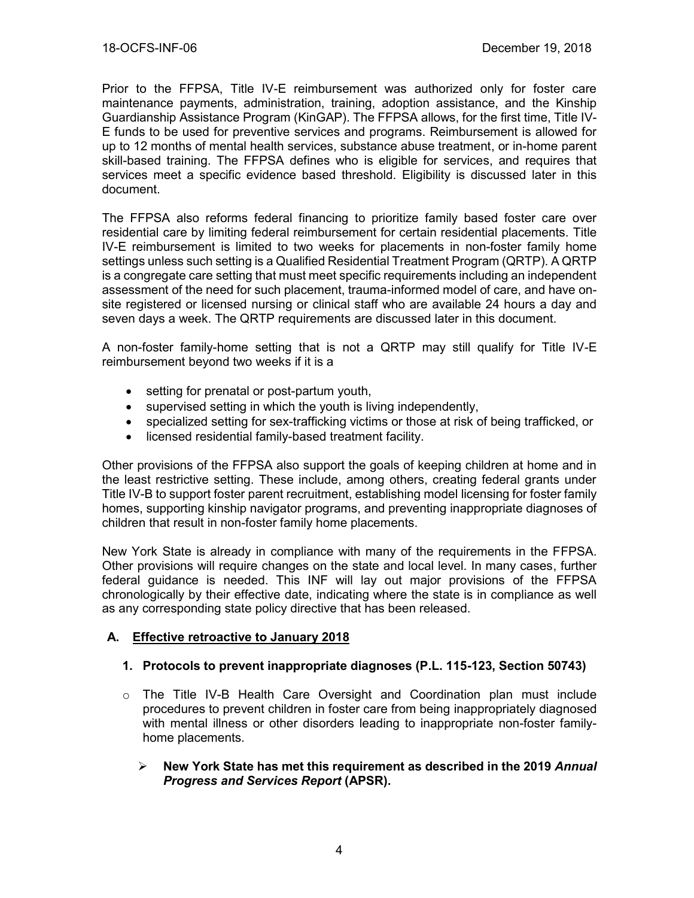Prior to the FFPSA, Title IV-E reimbursement was authorized only for foster care maintenance payments, administration, training, adoption assistance, and the Kinship Guardianship Assistance Program (KinGAP). The FFPSA allows, for the first time, Title IV-E funds to be used for preventive services and programs. Reimbursement is allowed for up to 12 months of mental health services, substance abuse treatment, or in-home parent skill-based training. The FFPSA defines who is eligible for services, and requires that services meet a specific evidence based threshold. Eligibility is discussed later in this document.

The FFPSA also reforms federal financing to prioritize family based foster care over residential care by limiting federal reimbursement for certain residential placements. Title IV-E reimbursement is limited to two weeks for placements in non-foster family home settings unless such setting is a Qualified Residential Treatment Program (QRTP). A QRTP is a congregate care setting that must meet specific requirements including an independent assessment of the need for such placement, trauma-informed model of care, and have on-site registered or licensed nursing or clinical staff who are available 24 hours a day and seven days a week. The QRTP requirements are discussed later in this document.

A non-foster family-home setting that is not a QRTP may still qualify for Title IV-E reimbursement beyond two weeks if it is a

- setting for prenatal or post-partum youth,
- supervised setting in which the youth is living independently,
- specialized setting for sex-trafficking victims or those at risk of being trafficked, or
- licensed residential family-based treatment facility.

Other provisions of the FFPSA also support the goals of keeping children at home and in the least restrictive setting. These include, among others, creating federal grants under Title IV-B to support foster parent recruitment, establishing model licensing for foster family homes, supporting kinship navigator programs, and preventing inappropriate diagnoses of children that result in non-foster family home placements.

New York State is already in compliance with many of the requirements in the FFPSA. Other provisions will require changes on the state and local level. In many cases, further federal guidance is needed. This INF will lay out major provisions of the FFPSA chronologically by their effective date, indicating where the state is in compliance as well as any corresponding state policy directive that has been released.

## A. Effective retroactive to January 2018

### 1. Protocols to prevent inappropriate diagnoses (P.L. 115-123, Section 50743)

- The Title IV-B Health Care Oversight and Coordination plan must include procedures to prevent children in foster care from being inappropriately diagnosed with mental illness or other disorders leading to inappropriate non-foster family-home placements.

  - **New York State has met this requirement as described in the 2019 *Annual Progress and Services Report* (APSR).**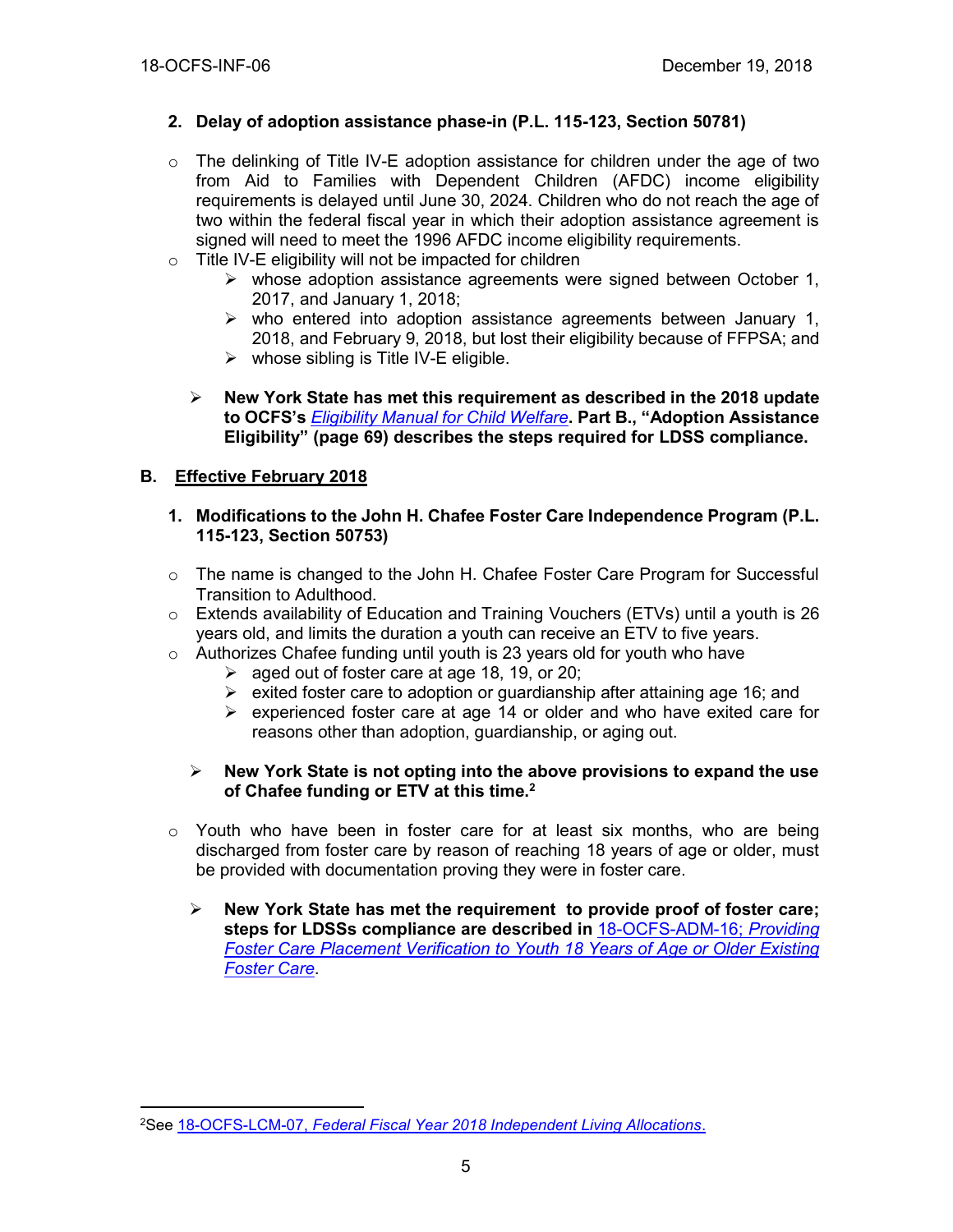**2. Delay of adoption assistance phase-in (P.L. 115-123, Section 50781)**

- The delinking of Title IV-E adoption assistance for children under the age of two from Aid to Families with Dependent Children (AFDC) income eligibility requirements is delayed until June 30, 2024. Children who do not reach the age of two within the federal fiscal year in which their adoption assistance agreement is signed will need to meet the 1996 AFDC income eligibility requirements.
- Title IV-E eligibility will not be impacted for children
  - whose adoption assistance agreements were signed between October 1, 2017, and January 1, 2018;
  - who entered into adoption assistance agreements between January 1, 2018, and February 9, 2018, but lost their eligibility because of FFPSA; and
  - whose sibling is Title IV-E eligible.

  - **New York State has met this requirement as described in the 2018 update to OCFS's *Eligibility Manual for Child Welfare*. Part B., "Adoption Assistance Eligibility" (page 69) describes the steps required for LDSS compliance.**

## B. Effective February 2018

**1. Modifications to the John H. Chafee Foster Care Independence Program (P.L. 115-123, Section 50753)**

- The name is changed to the John H. Chafee Foster Care Program for Successful Transition to Adulthood.
- Extends availability of Education and Training Vouchers (ETVs) until a youth is 26 years old, and limits the duration a youth can receive an ETV to five years.
- Authorizes Chafee funding until youth is 23 years old for youth who have
  - aged out of foster care at age 18, 19, or 20;
  - exited foster care to adoption or guardianship after attaining age 16; and
  - experienced foster care at age 14 or older and who have exited care for reasons other than adoption, guardianship, or aging out.

  - **New York State is not opting into the above provisions to expand the use of Chafee funding or ETV at this time.**[2]

- Youth who have been in foster care for at least six months, who are being discharged from foster care by reason of reaching 18 years of age or older, must be provided with documentation proving they were in foster care.

  - **New York State has met the requirement to provide proof of foster care; steps for LDSSs compliance are described in** 18-OCFS-ADM-16; *Providing Foster Care Placement Verification to Youth 18 Years of Age or Older Existing Foster Care*.

[2] See 18-OCFS-LCM-07, *Federal Fiscal Year 2018 Independent Living Allocations*.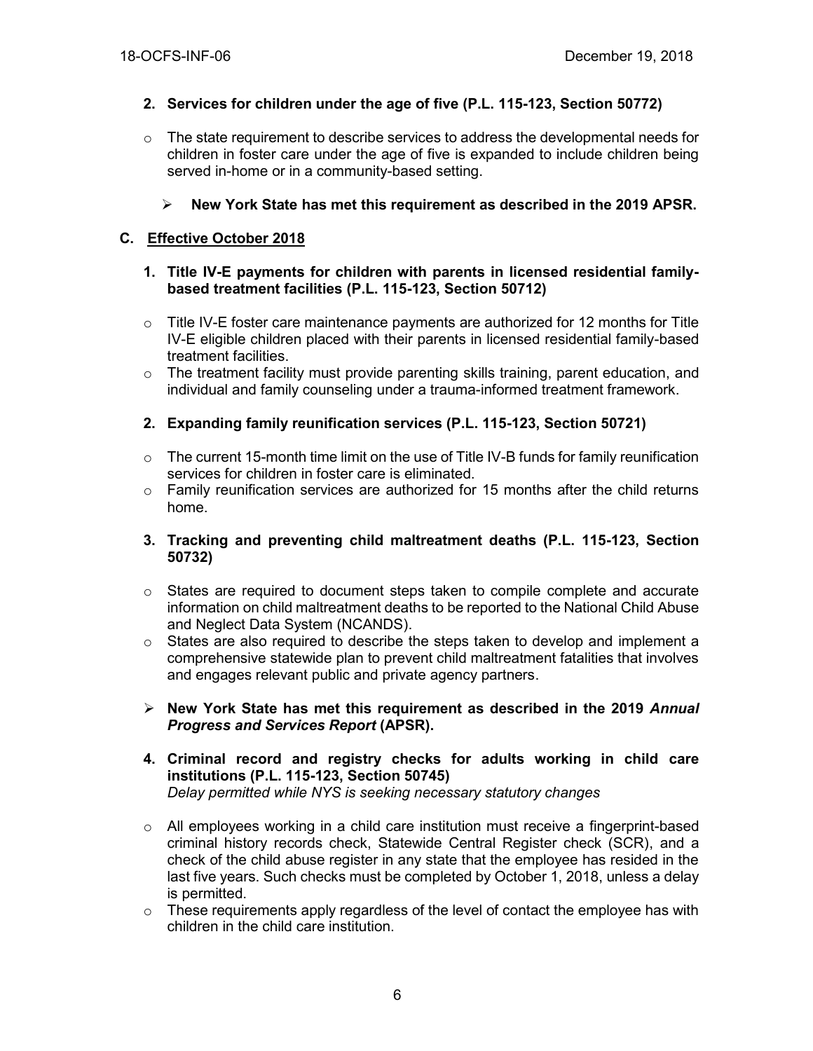**2. Services for children under the age of five (P.L. 115-123, Section 50772)**

- The state requirement to describe services to address the developmental needs for children in foster care under the age of five is expanded to include children being served in-home or in a community-based setting.

  - **New York State has met this requirement as described in the 2019 APSR.**

### C. Effective October 2018

**1. Title IV-E payments for children with parents in licensed residential family-based treatment facilities (P.L. 115-123, Section 50712)**

- Title IV-E foster care maintenance payments are authorized for 12 months for Title IV-E eligible children placed with their parents in licensed residential family-based treatment facilities.
- The treatment facility must provide parenting skills training, parent education, and individual and family counseling under a trauma-informed treatment framework.

**2. Expanding family reunification services (P.L. 115-123, Section 50721)**

- The current 15-month time limit on the use of Title IV-B funds for family reunification services for children in foster care is eliminated.
- Family reunification services are authorized for 15 months after the child returns home.

**3. Tracking and preventing child maltreatment deaths (P.L. 115-123, Section 50732)**

- States are required to document steps taken to compile complete and accurate information on child maltreatment deaths to be reported to the National Child Abuse and Neglect Data System (NCANDS).
- States are also required to describe the steps taken to develop and implement a comprehensive statewide plan to prevent child maltreatment fatalities that involves and engages relevant public and private agency partners.

- **New York State has met this requirement as described in the 2019 *Annual Progress and Services Report* (APSR).**

**4. Criminal record and registry checks for adults working in child care institutions (P.L. 115-123, Section 50745)**
*Delay permitted while NYS is seeking necessary statutory changes*

- All employees working in a child care institution must receive a fingerprint-based criminal history records check, Statewide Central Register check (SCR), and a check of the child abuse register in any state that the employee has resided in the last five years. Such checks must be completed by October 1, 2018, unless a delay is permitted.
- These requirements apply regardless of the level of contact the employee has with children in the child care institution.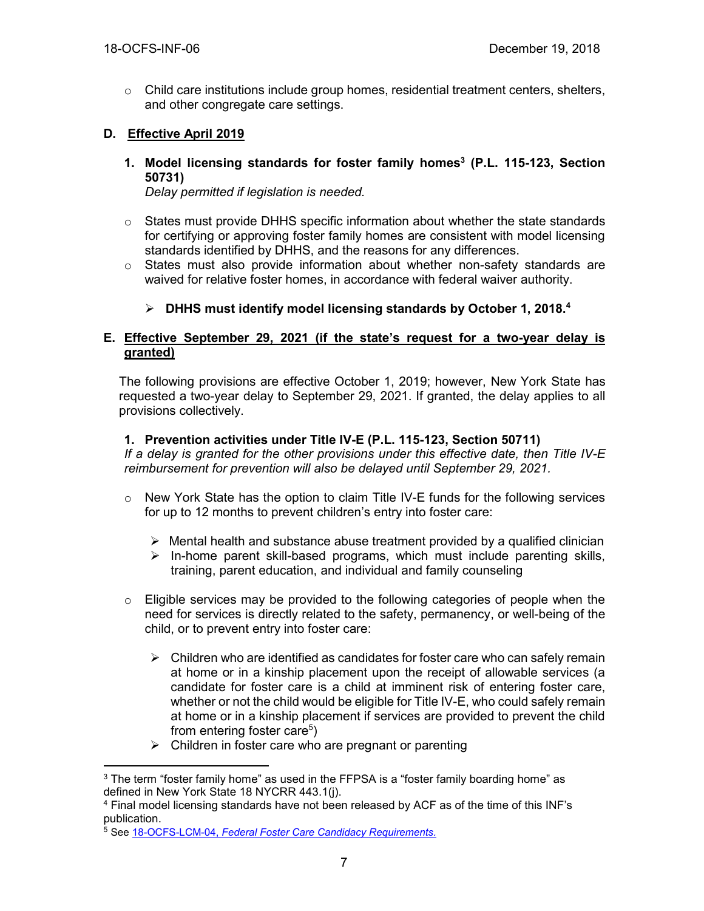- Child care institutions include group homes, residential treatment centers, shelters, and other congregate care settings.

## D. Effective April 2019

### 1. Model licensing standards for foster family homes[3] (P.L. 115-123, Section 50731)

*Delay permitted if legislation is needed.*

- States must provide DHHS specific information about whether the state standards for certifying or approving foster family homes are consistent with model licensing standards identified by DHHS, and the reasons for any differences.
- States must also provide information about whether non-safety standards are waived for relative foster homes, in accordance with federal waiver authority.

  - **DHHS must identify model licensing standards by October 1, 2018.[4]**

## E. Effective September 29, 2021 (if the state's request for a two-year delay is granted)

The following provisions are effective October 1, 2019; however, New York State has requested a two-year delay to September 29, 2021. If granted, the delay applies to all provisions collectively.

### 1. Prevention activities under Title IV-E (P.L. 115-123, Section 50711)

*If a delay is granted for the other provisions under this effective date, then Title IV-E reimbursement for prevention will also be delayed until September 29, 2021.*

- New York State has the option to claim Title IV-E funds for the following services for up to 12 months to prevent children's entry into foster care:
  - Mental health and substance abuse treatment provided by a qualified clinician
  - In-home parent skill-based programs, which must include parenting skills, training, parent education, and individual and family counseling
- Eligible services may be provided to the following categories of people when the need for services is directly related to the safety, permanency, or well-being of the child, or to prevent entry into foster care:
  - Children who are identified as candidates for foster care who can safely remain at home or in a kinship placement upon the receipt of allowable services (a candidate for foster care is a child at imminent risk of entering foster care, whether or not the child would be eligible for Title IV-E, who could safely remain at home or in a kinship placement if services are provided to prevent the child from entering foster care[5])
  - Children in foster care who are pregnant or parenting

---

[3] The term "foster family home" as used in the FFPSA is a "foster family boarding home" as defined in New York State 18 NYCRR 443.1(j).

[4] Final model licensing standards have not been released by ACF as of the time of this INF's publication.

[5] See 18-OCFS-LCM-04, *Federal Foster Care Candidacy Requirements.*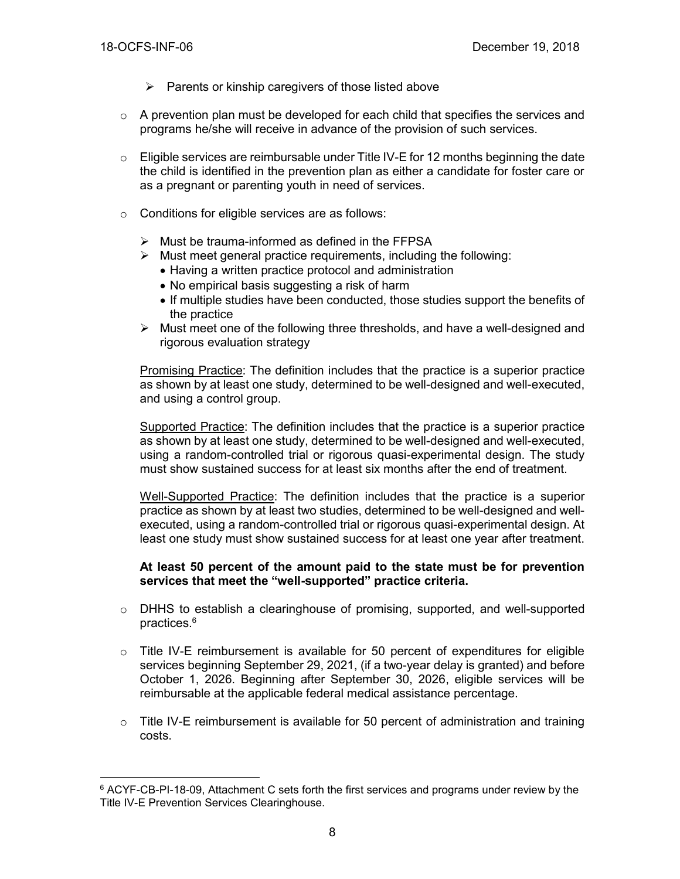- Parents or kinship caregivers of those listed above

- A prevention plan must be developed for each child that specifies the services and programs he/she will receive in advance of the provision of such services.

- Eligible services are reimbursable under Title IV-E for 12 months beginning the date the child is identified in the prevention plan as either a candidate for foster care or as a pregnant or parenting youth in need of services.

- Conditions for eligible services are as follows:

  - Must be trauma-informed as defined in the FFPSA
  - Must meet general practice requirements, including the following:
    - Having a written practice protocol and administration
    - No empirical basis suggesting a risk of harm
    - If multiple studies have been conducted, those studies support the benefits of the practice
  - Must meet one of the following three thresholds, and have a well-designed and rigorous evaluation strategy

  Promising Practice: The definition includes that the practice is a superior practice as shown by at least one study, determined to be well-designed and well-executed, and using a control group.

  Supported Practice: The definition includes that the practice is a superior practice as shown by at least one study, determined to be well-designed and well-executed, using a random-controlled trial or rigorous quasi-experimental design. The study must show sustained success for at least six months after the end of treatment.

  Well-Supported Practice: The definition includes that the practice is a superior practice as shown by at least two studies, determined to be well-designed and well-executed, using a random-controlled trial or rigorous quasi-experimental design. At least one study must show sustained success for at least one year after treatment.

  **At least 50 percent of the amount paid to the state must be for prevention services that meet the "well-supported" practice criteria.**

- DHHS to establish a clearinghouse of promising, supported, and well-supported practices.[6]

- Title IV-E reimbursement is available for 50 percent of expenditures for eligible services beginning September 29, 2021, (if a two-year delay is granted) and before October 1, 2026. Beginning after September 30, 2026, eligible services will be reimbursable at the applicable federal medical assistance percentage.

- Title IV-E reimbursement is available for 50 percent of administration and training costs.

[6] ACYF-CB-PI-18-09, Attachment C sets forth the first services and programs under review by the Title IV-E Prevention Services Clearinghouse.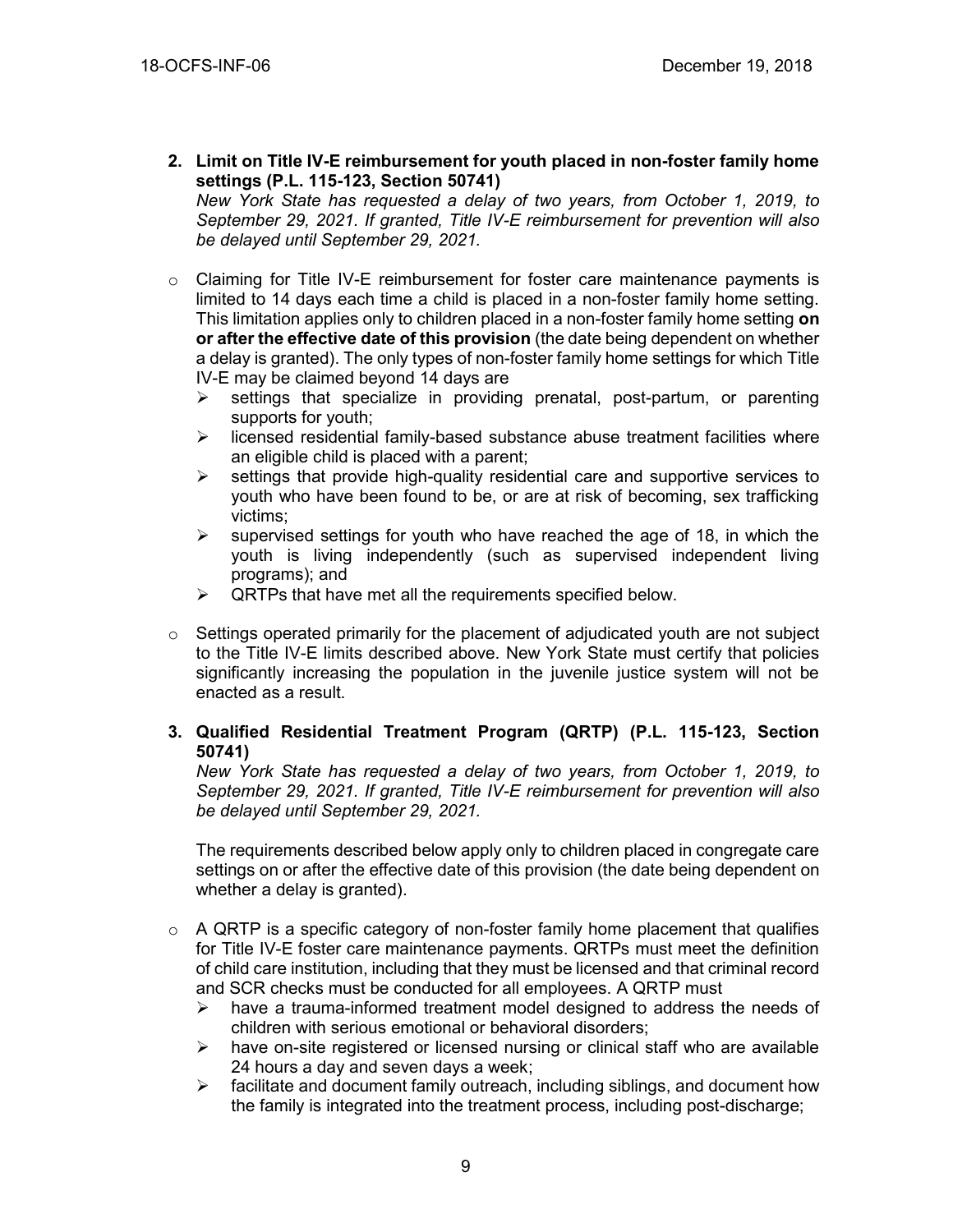2. **Limit on Title IV-E reimbursement for youth placed in non-foster family home settings (P.L. 115-123, Section 50741)**
   *New York State has requested a delay of two years, from October 1, 2019, to September 29, 2021. If granted, Title IV-E reimbursement for prevention will also be delayed until September 29, 2021.*

- Claiming for Title IV-E reimbursement for foster care maintenance payments is limited to 14 days each time a child is placed in a non-foster family home setting. This limitation applies only to children placed in a non-foster family home setting **on or after the effective date of this provision** (the date being dependent on whether a delay is granted). The only types of non-foster family home settings for which Title IV-E may be claimed beyond 14 days are
  - settings that specialize in providing prenatal, post-partum, or parenting supports for youth;
  - licensed residential family-based substance abuse treatment facilities where an eligible child is placed with a parent;
  - settings that provide high-quality residential care and supportive services to youth who have been found to be, or are at risk of becoming, sex trafficking victims;
  - supervised settings for youth who have reached the age of 18, in which the youth is living independently (such as supervised independent living programs); and
  - QRTPs that have met all the requirements specified below.
- Settings operated primarily for the placement of adjudicated youth are not subject to the Title IV-E limits described above. New York State must certify that policies significantly increasing the population in the juvenile justice system will not be enacted as a result.

3. **Qualified Residential Treatment Program (QRTP) (P.L. 115-123, Section 50741)**
   *New York State has requested a delay of two years, from October 1, 2019, to September 29, 2021. If granted, Title IV-E reimbursement for prevention will also be delayed until September 29, 2021.*

   The requirements described below apply only to children placed in congregate care settings on or after the effective date of this provision (the date being dependent on whether a delay is granted).

- A QRTP is a specific category of non-foster family home placement that qualifies for Title IV-E foster care maintenance payments. QRTPs must meet the definition of child care institution, including that they must be licensed and that criminal record and SCR checks must be conducted for all employees. A QRTP must
  - have a trauma-informed treatment model designed to address the needs of children with serious emotional or behavioral disorders;
  - have on-site registered or licensed nursing or clinical staff who are available 24 hours a day and seven days a week;
  - facilitate and document family outreach, including siblings, and document how the family is integrated into the treatment process, including post-discharge;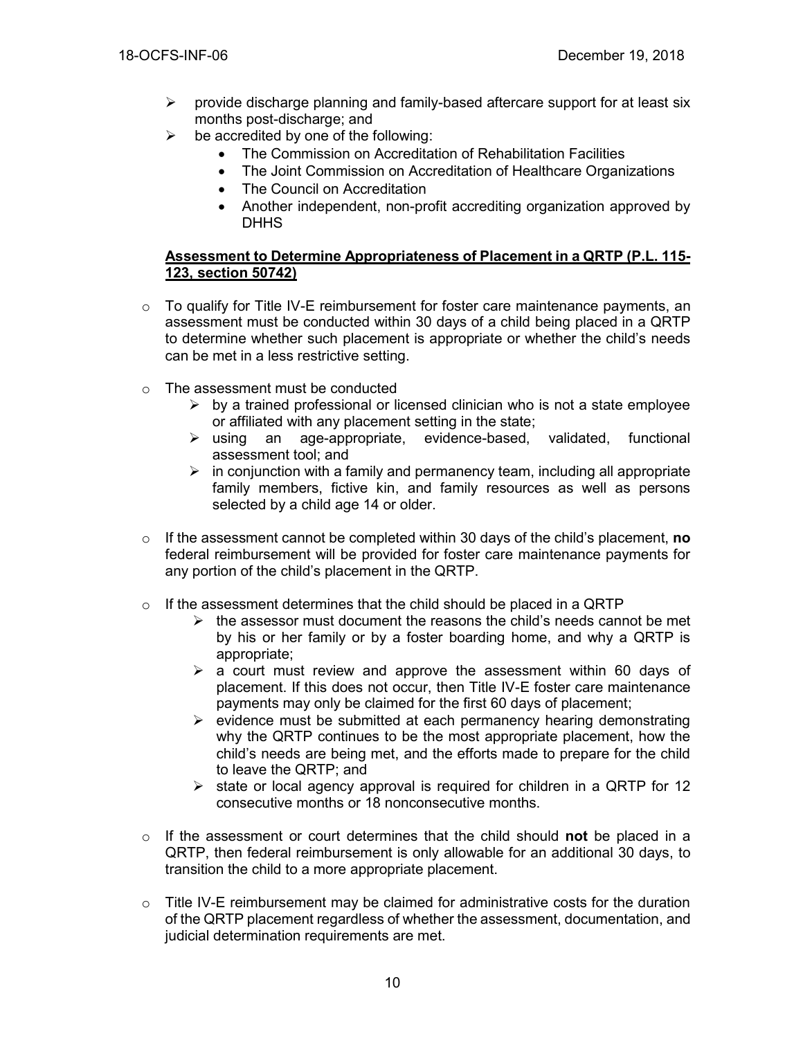- provide discharge planning and family-based aftercare support for at least six months post-discharge; and
- be accredited by one of the following:
  - The Commission on Accreditation of Rehabilitation Facilities
  - The Joint Commission on Accreditation of Healthcare Organizations
  - The Council on Accreditation
  - Another independent, non-profit accrediting organization approved by DHHS

**Assessment to Determine Appropriateness of Placement in a QRTP (P.L. 115-123, section 50742)**

- To qualify for Title IV-E reimbursement for foster care maintenance payments, an assessment must be conducted within 30 days of a child being placed in a QRTP to determine whether such placement is appropriate or whether the child's needs can be met in a less restrictive setting.

- The assessment must be conducted
  - by a trained professional or licensed clinician who is not a state employee or affiliated with any placement setting in the state;
  - using an age-appropriate, evidence-based, validated, functional assessment tool; and
  - in conjunction with a family and permanency team, including all appropriate family members, fictive kin, and family resources as well as persons selected by a child age 14 or older.

- If the assessment cannot be completed within 30 days of the child's placement, **no** federal reimbursement will be provided for foster care maintenance payments for any portion of the child's placement in the QRTP.

- If the assessment determines that the child should be placed in a QRTP
  - the assessor must document the reasons the child's needs cannot be met by his or her family or by a foster boarding home, and why a QRTP is appropriate;
  - a court must review and approve the assessment within 60 days of placement. If this does not occur, then Title IV-E foster care maintenance payments may only be claimed for the first 60 days of placement;
  - evidence must be submitted at each permanency hearing demonstrating why the QRTP continues to be the most appropriate placement, how the child's needs are being met, and the efforts made to prepare for the child to leave the QRTP; and
  - state or local agency approval is required for children in a QRTP for 12 consecutive months or 18 nonconsecutive months.

- If the assessment or court determines that the child should **not** be placed in a QRTP, then federal reimbursement is only allowable for an additional 30 days, to transition the child to a more appropriate placement.

- Title IV-E reimbursement may be claimed for administrative costs for the duration of the QRTP placement regardless of whether the assessment, documentation, and judicial determination requirements are met.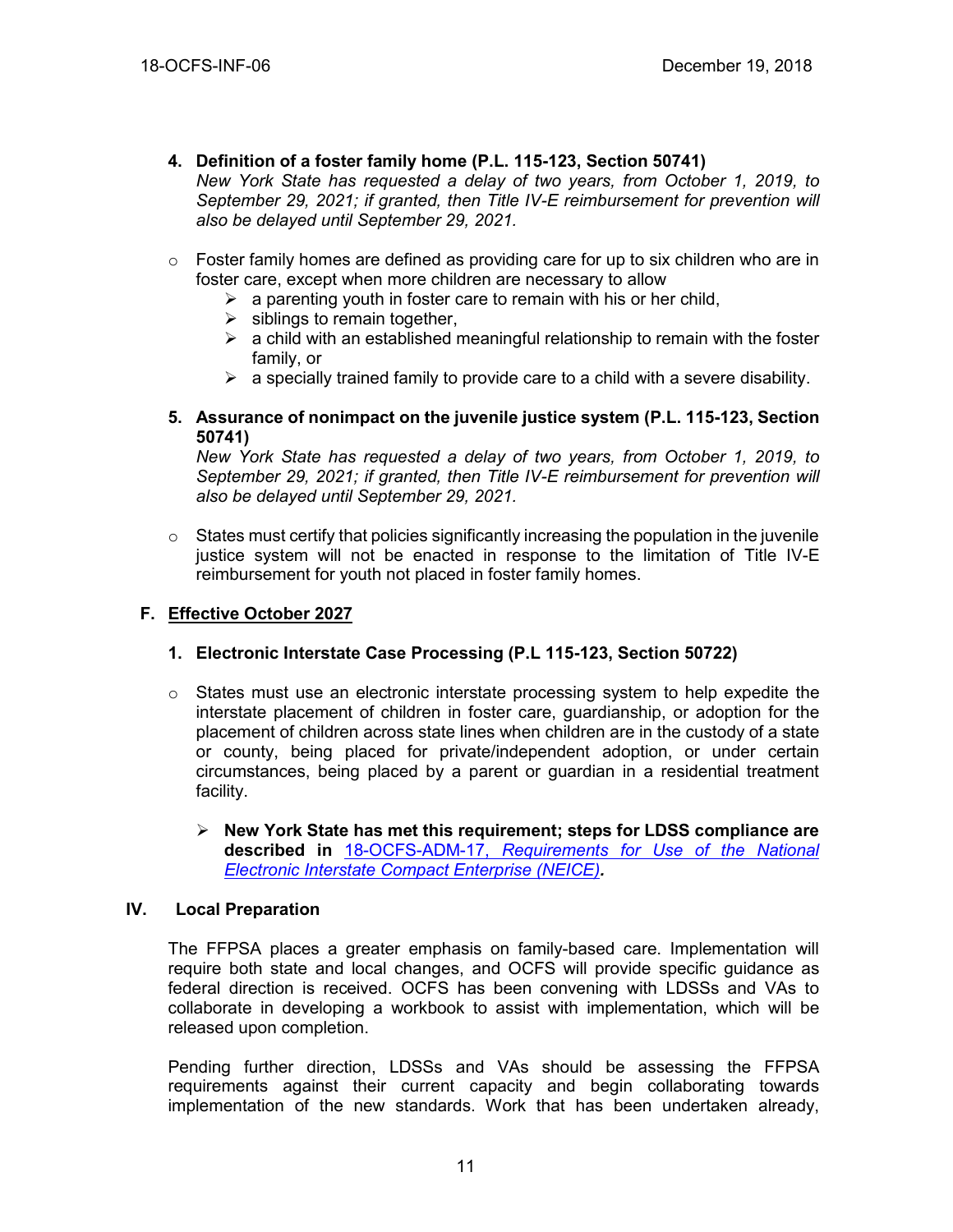4. **Definition of a foster family home (P.L. 115-123, Section 50741)**
   *New York State has requested a delay of two years, from October 1, 2019, to September 29, 2021; if granted, then Title IV-E reimbursement for prevention will also be delayed until September 29, 2021.*

- Foster family homes are defined as providing care for up to six children who are in foster care, except when more children are necessary to allow
  - a parenting youth in foster care to remain with his or her child,
  - siblings to remain together,
  - a child with an established meaningful relationship to remain with the foster family, or
  - a specially trained family to provide care to a child with a severe disability.

5. **Assurance of nonimpact on the juvenile justice system (P.L. 115-123, Section 50741)**
   *New York State has requested a delay of two years, from October 1, 2019, to September 29, 2021; if granted, then Title IV-E reimbursement for prevention will also be delayed until September 29, 2021.*

- States must certify that policies significantly increasing the population in the juvenile justice system will not be enacted in response to the limitation of Title IV-E reimbursement for youth not placed in foster family homes.

## F. Effective October 2027

1. **Electronic Interstate Case Processing (P.L 115-123, Section 50722)**

- States must use an electronic interstate processing system to help expedite the interstate placement of children in foster care, guardianship, or adoption for the placement of children across state lines when children are in the custody of a state or county, being placed for private/independent adoption, or under certain circumstances, being placed by a parent or guardian in a residential treatment facility.
  - **New York State has met this requirement; steps for LDSS compliance are described in 18-OCFS-ADM-17, *Requirements for Use of the National Electronic Interstate Compact Enterprise (NEICE)*.**

# IV. Local Preparation

The FFPSA places a greater emphasis on family-based care. Implementation will require both state and local changes, and OCFS will provide specific guidance as federal direction is received. OCFS has been convening with LDSSs and VAs to collaborate in developing a workbook to assist with implementation, which will be released upon completion.

Pending further direction, LDSSs and VAs should be assessing the FFPSA requirements against their current capacity and begin collaborating towards implementation of the new standards. Work that has been undertaken already,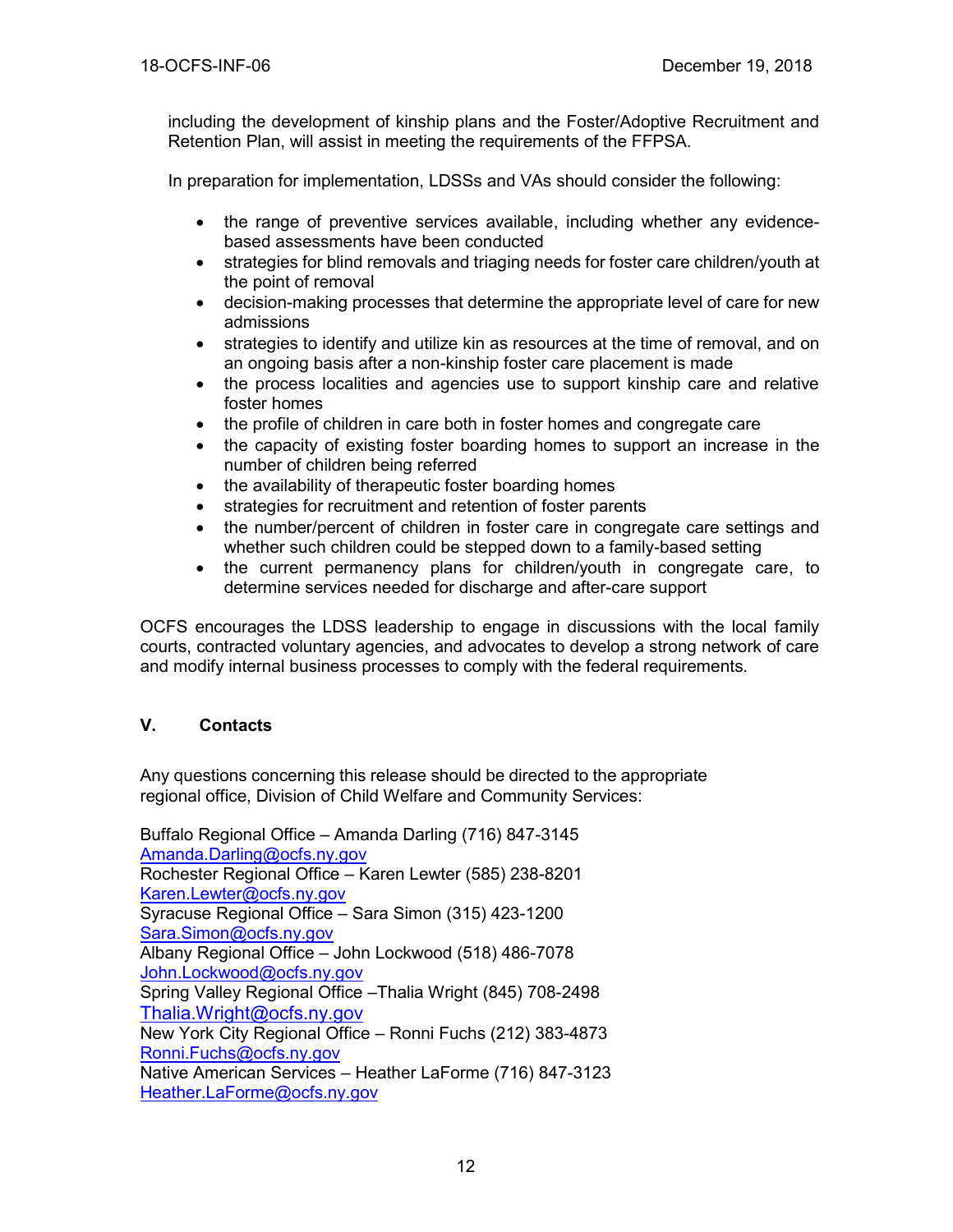including the development of kinship plans and the Foster/Adoptive Recruitment and Retention Plan, will assist in meeting the requirements of the FFPSA.

In preparation for implementation, LDSSs and VAs should consider the following:

- the range of preventive services available, including whether any evidence-based assessments have been conducted
- strategies for blind removals and triaging needs for foster care children/youth at the point of removal
- decision-making processes that determine the appropriate level of care for new admissions
- strategies to identify and utilize kin as resources at the time of removal, and on an ongoing basis after a non-kinship foster care placement is made
- the process localities and agencies use to support kinship care and relative foster homes
- the profile of children in care both in foster homes and congregate care
- the capacity of existing foster boarding homes to support an increase in the number of children being referred
- the availability of therapeutic foster boarding homes
- strategies for recruitment and retention of foster parents
- the number/percent of children in foster care in congregate care settings and whether such children could be stepped down to a family-based setting
- the current permanency plans for children/youth in congregate care, to determine services needed for discharge and after-care support

OCFS encourages the LDSS leadership to engage in discussions with the local family courts, contracted voluntary agencies, and advocates to develop a strong network of care and modify internal business processes to comply with the federal requirements.

## V. Contacts

Any questions concerning this release should be directed to the appropriate regional office, Division of Child Welfare and Community Services:

Buffalo Regional Office – Amanda Darling (716) 847-3145
Amanda.Darling@ocfs.ny.gov
Rochester Regional Office – Karen Lewter (585) 238-8201
Karen.Lewter@ocfs.ny.gov
Syracuse Regional Office – Sara Simon (315) 423-1200
Sara.Simon@ocfs.ny.gov
Albany Regional Office – John Lockwood (518) 486-7078
John.Lockwood@ocfs.ny.gov
Spring Valley Regional Office –Thalia Wright (845) 708-2498
Thalia.Wright@ocfs.ny.gov
New York City Regional Office – Ronni Fuchs (212) 383-4873
Ronni.Fuchs@ocfs.ny.gov
Native American Services – Heather LaForme (716) 847-3123
Heather.LaForme@ocfs.ny.gov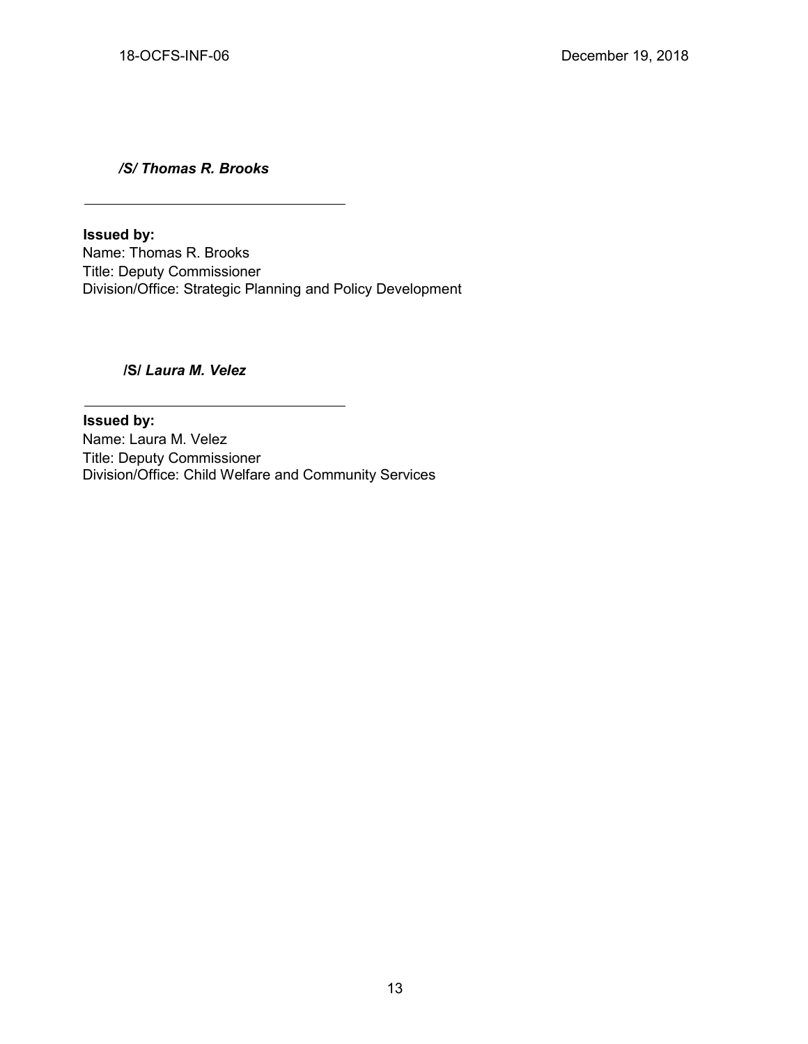*/S/ Thomas R. Brooks*

---

**Issued by:**
Name: Thomas R. Brooks
Title: Deputy Commissioner
Division/Office: Strategic Planning and Policy Development

**/S/** ***Laura M. Velez***

---

**Issued by:**
Name: Laura M. Velez
Title: Deputy Commissioner
Division/Office: Child Welfare and Community Services